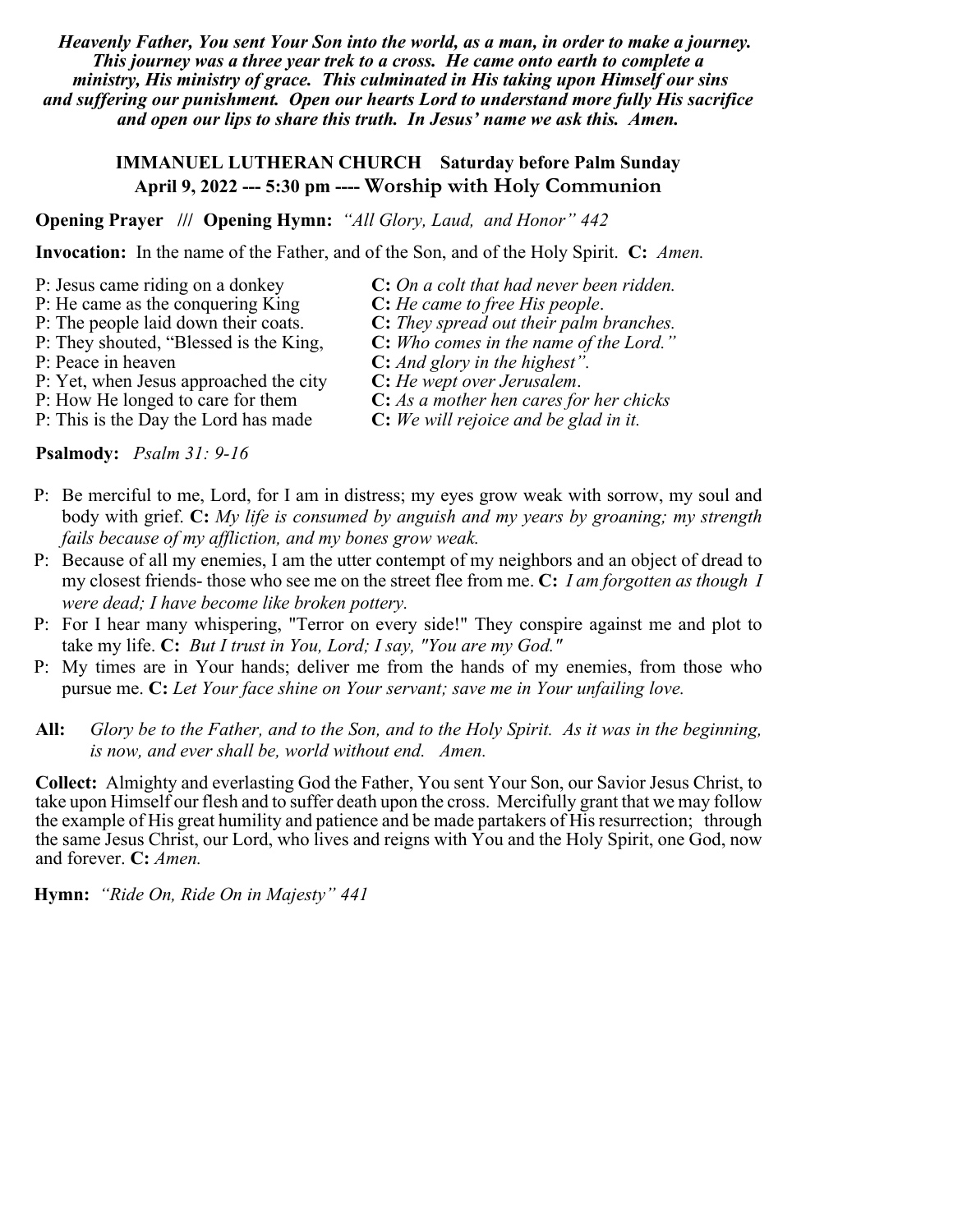***Heavenly Father, You sent Your Son into the world, as a man, in order to make a journey. This journey was a three year trek to a cross. He came onto earth to complete a ministry, His ministry of grace. This culminated in His taking upon Himself our sins and suffering our punishment. Open our hearts Lord to understand more fully His sacrifice and open our lips to share this truth. In Jesus' name we ask this. Amen.***

## IMMANUEL LUTHERAN CHURCH Saturday before Palm Sunday
## April 9, 2022 --- 5:30 pm ---- Worship with Holy Communion

**Opening Prayer /// Opening Hymn:** *"All Glory, Laud, and Honor" 442*

**Invocation:** In the name of the Father, and of the Son, and of the Holy Spirit. **C:** *Amen.*

P: Jesus came riding on a donkey **C:** *On a colt that had never been ridden.*
P: He came as the conquering King **C:** *He came to free His people*.
P: The people laid down their coats. **C:** *They spread out their palm branches.*
P: They shouted, "Blessed is the King, **C:** *Who comes in the name of the Lord."*
P: Peace in heaven **C:** *And glory in the highest".*
P: Yet, when Jesus approached the city **C:** *He wept over Jerusalem*.
P: How He longed to care for them **C:** *As a mother hen cares for her chicks*
P: This is the Day the Lord has made **C:** *We will rejoice and be glad in it.*

**Psalmody:** *Psalm 31: 9-16*

P: Be merciful to me, Lord, for I am in distress; my eyes grow weak with sorrow, my soul and body with grief. **C:** *My life is consumed by anguish and my years by groaning; my strength fails because of my affliction, and my bones grow weak.*

P: Because of all my enemies, I am the utter contempt of my neighbors and an object of dread to my closest friends- those who see me on the street flee from me. **C:** *I am forgotten as though I were dead; I have become like broken pottery.*

P: For I hear many whispering, "Terror on every side!" They conspire against me and plot to take my life. **C:** *But I trust in You, Lord; I say, "You are my God."*

P: My times are in Your hands; deliver me from the hands of my enemies, from those who pursue me. **C:** *Let Your face shine on Your servant; save me in Your unfailing love.*

**All:** *Glory be to the Father, and to the Son, and to the Holy Spirit. As it was in the beginning, is now, and ever shall be, world without end. Amen.*

**Collect:** Almighty and everlasting God the Father, You sent Your Son, our Savior Jesus Christ, to take upon Himself our flesh and to suffer death upon the cross. Mercifully grant that we may follow the example of His great humility and patience and be made partakers of His resurrection; through the same Jesus Christ, our Lord, who lives and reigns with You and the Holy Spirit, one God, now and forever. **C:** *Amen.*

**Hymn:** *"Ride On, Ride On in Majesty" 441*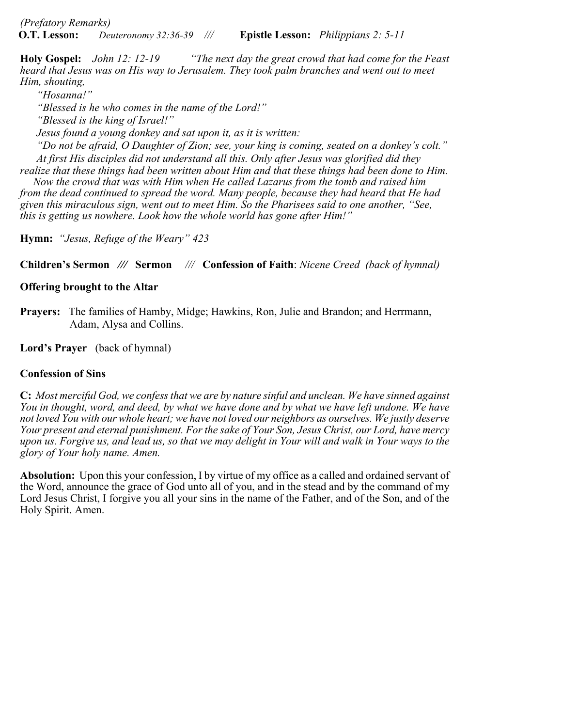*(Prefatory Remarks)*

**O.T. Lesson:** *Deuteronomy 32:36-39* /// **Epistle Lesson:** *Philippians 2: 5-11*

**Holy Gospel:** *John 12: 12-19* *"The next day the great crowd that had come for the Feast heard that Jesus was on His way to Jerusalem. They took palm branches and went out to meet Him, shouting,*

*"Hosanna!"*

*"Blessed is he who comes in the name of the Lord!"*

*"Blessed is the king of Israel!"*

*Jesus found a young donkey and sat upon it, as it is written:*

*"Do not be afraid, O Daughter of Zion; see, your king is coming, seated on a donkey's colt."*

*At first His disciples did not understand all this. Only after Jesus was glorified did they realize that these things had been written about Him and that these things had been done to Him.*

*Now the crowd that was with Him when He called Lazarus from the tomb and raised him from the dead continued to spread the word. Many people, because they had heard that He had given this miraculous sign, went out to meet Him. So the Pharisees said to one another, "See, this is getting us nowhere. Look how the whole world has gone after Him!"*

**Hymn:** *"Jesus, Refuge of the Weary" 423*

**Children's Sermon** /// **Sermon** /// **Confession of Faith**: *Nicene Creed (back of hymnal)*

**Offering brought to the Altar**

**Prayers:** The families of Hamby, Midge; Hawkins, Ron, Julie and Brandon; and Herrmann, Adam, Alysa and Collins.

**Lord's Prayer** (back of hymnal)

**Confession of Sins**

**C:** *Most merciful God, we confess that we are by nature sinful and unclean. We have sinned against You in thought, word, and deed, by what we have done and by what we have left undone. We have not loved You with our whole heart; we have not loved our neighbors as ourselves. We justly deserve Your present and eternal punishment. For the sake of Your Son, Jesus Christ, our Lord, have mercy upon us. Forgive us, and lead us, so that we may delight in Your will and walk in Your ways to the glory of Your holy name. Amen.*

**Absolution:** Upon this your confession, I by virtue of my office as a called and ordained servant of the Word, announce the grace of God unto all of you, and in the stead and by the command of my Lord Jesus Christ, I forgive you all your sins in the name of the Father, and of the Son, and of the Holy Spirit. Amen.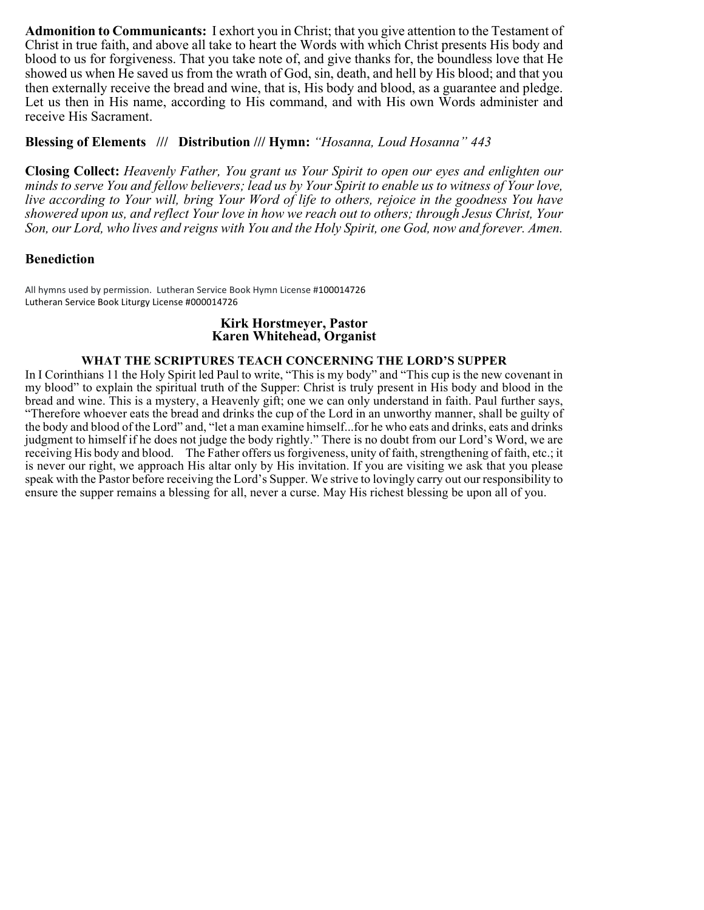**Admonition to Communicants:** I exhort you in Christ; that you give attention to the Testament of Christ in true faith, and above all take to heart the Words with which Christ presents His body and blood to us for forgiveness. That you take note of, and give thanks for, the boundless love that He showed us when He saved us from the wrath of God, sin, death, and hell by His blood; and that you then externally receive the bread and wine, that is, His body and blood, as a guarantee and pledge. Let us then in His name, according to His command, and with His own Words administer and receive His Sacrament.

**Blessing of Elements /// Distribution /// Hymn:** *"Hosanna, Loud Hosanna" 443*

**Closing Collect:** *Heavenly Father, You grant us Your Spirit to open our eyes and enlighten our minds to serve You and fellow believers; lead us by Your Spirit to enable us to witness of Your love, live according to Your will, bring Your Word of life to others, rejoice in the goodness You have showered upon us, and reflect Your love in how we reach out to others; through Jesus Christ, Your Son, our Lord, who lives and reigns with You and the Holy Spirit, one God, now and forever. Amen.*

**Benediction**

All hymns used by permission. Lutheran Service Book Hymn License #100014726
Lutheran Service Book Liturgy License #000014726

**Kirk Horstmeyer, Pastor**
**Karen Whitehead, Organist**

**WHAT THE SCRIPTURES TEACH CONCERNING THE LORD'S SUPPER**

In I Corinthians 11 the Holy Spirit led Paul to write, "This is my body" and "This cup is the new covenant in my blood" to explain the spiritual truth of the Supper: Christ is truly present in His body and blood in the bread and wine. This is a mystery, a Heavenly gift; one we can only understand in faith. Paul further says, "Therefore whoever eats the bread and drinks the cup of the Lord in an unworthy manner, shall be guilty of the body and blood of the Lord" and, "let a man examine himself...for he who eats and drinks, eats and drinks judgment to himself if he does not judge the body rightly." There is no doubt from our Lord's Word, we are receiving His body and blood. The Father offers us forgiveness, unity of faith, strengthening of faith, etc.; it is never our right, we approach His altar only by His invitation. If you are visiting we ask that you please speak with the Pastor before receiving the Lord's Supper. We strive to lovingly carry out our responsibility to ensure the supper remains a blessing for all, never a curse. May His richest blessing be upon all of you.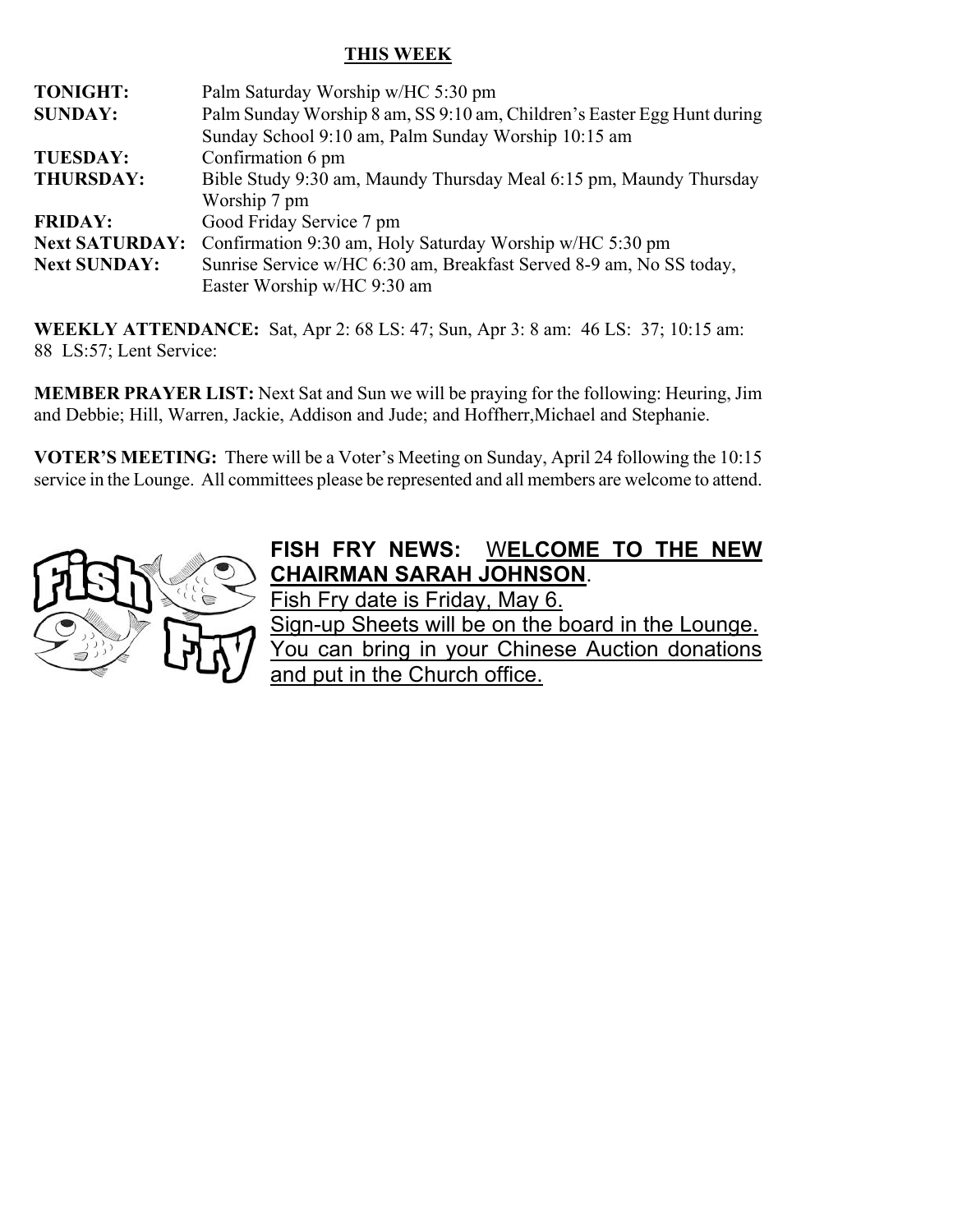## THIS WEEK

| | |
|---|---|
| **TONIGHT:** | Palm Saturday Worship w/HC 5:30 pm |
| **SUNDAY:** | Palm Sunday Worship 8 am, SS 9:10 am, Children's Easter Egg Hunt during Sunday School 9:10 am, Palm Sunday Worship 10:15 am |
| **TUESDAY:** | Confirmation 6 pm |
| **THURSDAY:** | Bible Study 9:30 am, Maundy Thursday Meal 6:15 pm, Maundy Thursday Worship 7 pm |
| **FRIDAY:** | Good Friday Service 7 pm |
| **Next SATURDAY:** | Confirmation 9:30 am, Holy Saturday Worship w/HC 5:30 pm |
| **Next SUNDAY:** | Sunrise Service w/HC 6:30 am, Breakfast Served 8-9 am, No SS today, Easter Worship w/HC 9:30 am |

**WEEKLY ATTENDANCE:** Sat, Apr 2: 68 LS: 47; Sun, Apr 3: 8 am: 46 LS: 37; 10:15 am: 88 LS:57; Lent Service:

**MEMBER PRAYER LIST:** Next Sat and Sun we will be praying for the following: Heuring, Jim and Debbie; Hill, Warren, Jackie, Addison and Jude; and Hoffherr,Michael and Stephanie.

**VOTER'S MEETING:** There will be a Voter's Meeting on Sunday, April 24 following the 10:15 service in the Lounge. All committees please be represented and all members are welcome to attend.

**FISH FRY NEWS:** **WELCOME TO THE NEW CHAIRMAN SARAH JOHNSON**.

Fish Fry date is Friday, May 6.

Sign-up Sheets will be on the board in the Lounge.

You can bring in your Chinese Auction donations and put in the Church office.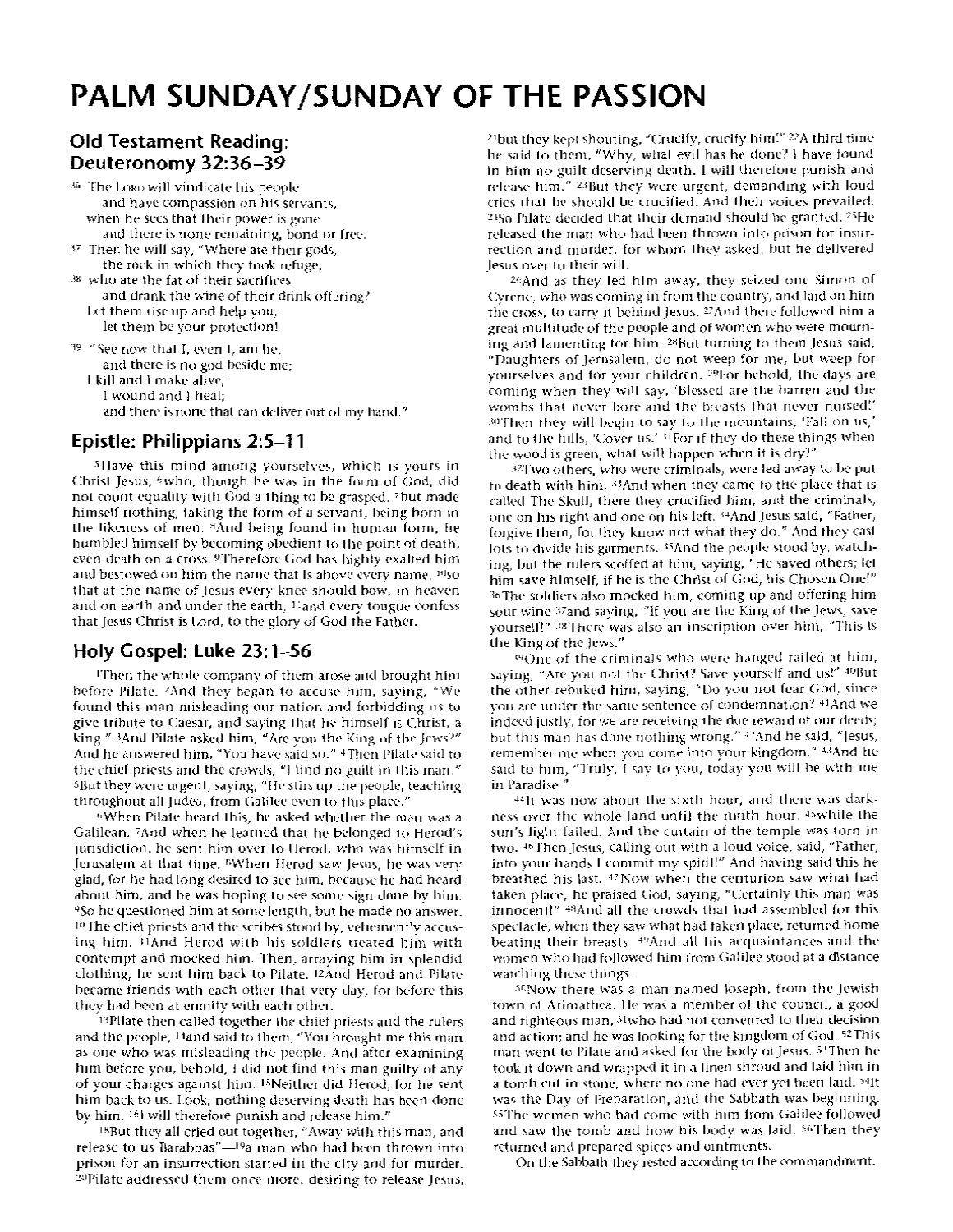# PALM SUNDAY/SUNDAY OF THE PASSION

## Old Testament Reading: Deuteronomy 32:36–39

[36] The LORD will vindicate his people
and have compassion on his servants,
when he sees that their power is gone
and there is none remaining, bond or free.
[37] Then he will say, "Where are their gods,
the rock in which they took refuge,
[38] who ate the fat of their sacrifices
and drank the wine of their drink offering?
Let them rise up and help you;
let them be your protection!

[39] "See now that I, even I, am he,
and there is no god beside me;
I kill and I make alive;
I wound and I heal;
and there is none that can deliver out of my hand."

## Epistle: Philippians 2:5–11

[5]Have this mind among yourselves, which is yours in Christ Jesus, [6]who, though he was in the form of God, did not count equality with God a thing to be grasped, [7]but made himself nothing, taking the form of a servant, being born in the likeness of men. [8]And being found in human form, he humbled himself by becoming obedient to the point of death, even death on a cross. [9]Therefore God has highly exalted him and bestowed on him the name that is above every name, [10]so that at the name of Jesus every knee should bow, in heaven and on earth and under the earth, [11]and every tongue confess that Jesus Christ is Lord, to the glory of God the Father.

## Holy Gospel: Luke 23:1–56

[1]Then the whole company of them arose and brought him before Pilate. [2]And they began to accuse him, saying, "We found this man misleading our nation and forbidding us to give tribute to Caesar, and saying that he himself is Christ, a king." [3]And Pilate asked him, "Are you the King of the Jews?" And he answered him, "You have said so." [4]Then Pilate said to the chief priests and the crowds, "I find no guilt in this man." [5]But they were urgent, saying, "He stirs up the people, teaching throughout all Judea, from Galilee even to this place."

[6]When Pilate heard this, he asked whether the man was a Galilean. [7]And when he learned that he belonged to Herod's jurisdiction, he sent him over to Herod, who was himself in Jerusalem at that time. [8]When Herod saw Jesus, he was very glad, for he had long desired to see him, because he had heard about him, and he was hoping to see some sign done by him. [9]So he questioned him at some length, but he made no answer. [10]The chief priests and the scribes stood by, vehemently accusing him. [11]And Herod with his soldiers treated him with contempt and mocked him. Then, arraying him in splendid clothing, he sent him back to Pilate. [12]And Herod and Pilate became friends with each other that very day, for before this they had been at enmity with each other.

[13]Pilate then called together the chief priests and the rulers and the people, [14]and said to them, "You brought me this man as one who was misleading the people. And after examining him before you, behold, I did not find this man guilty of any of your charges against him. [15]Neither did Herod, for he sent him back to us. Look, nothing deserving death has been done by him. [16]I will therefore punish and release him."

[18]But they all cried out together, "Away with this man, and release to us Barabbas"—[19]a man who had been thrown into prison for an insurrection started in the city and for murder. [20]Pilate addressed them once more, desiring to release Jesus, [21]but they kept shouting, "Crucify, crucify him!" [22]A third time he said to them, "Why, what evil has he done? I have found in him no guilt deserving death. I will therefore punish and release him." [23]But they were urgent, demanding with loud cries that he should be crucified. And their voices prevailed. [24]So Pilate decided that their demand should be granted. [25]He released the man who had been thrown into prison for insurrection and murder, for whom they asked, but he delivered Jesus over to their will.

[26]And as they led him away, they seized one Simon of Cyrene, who was coming in from the country, and laid on him the cross, to carry it behind Jesus. [27]And there followed him a great multitude of the people and of women who were mourning and lamenting for him. [28]But turning to them Jesus said, "Daughters of Jerusalem, do not weep for me, but weep for yourselves and for your children. [29]For behold, the days are coming when they will say, 'Blessed are the barren and the wombs that never bore and the breasts that never nursed!' [30]Then they will begin to say to the mountains, 'Fall on us,' and to the hills, 'Cover us.' [31]For if they do these things when the wood is green, what will happen when it is dry?"

[32]Two others, who were criminals, were led away to be put to death with him. [33]And when they came to the place that is called The Skull, there they crucified him, and the criminals, one on his right and one on his left. [34]And Jesus said, "Father, forgive them, for they know not what they do." And they cast lots to divide his garments. [35]And the people stood by, watching, but the rulers scoffed at him, saying, "He saved others; let him save himself, if he is the Christ of God, his Chosen One!" [36]The soldiers also mocked him, coming up and offering him sour wine [37]and saying, "If you are the King of the Jews, save yourself!" [38]There was also an inscription over him, "This is the King of the Jews."

[39]One of the criminals who were hanged railed at him, saying, "Are you not the Christ? Save yourself and us!" [40]But the other rebuked him, saying, "Do you not fear God, since you are under the same sentence of condemnation? [41]And we indeed justly, for we are receiving the due reward of our deeds; but this man has done nothing wrong." [42]And he said, "Jesus, remember me when you come into your kingdom." [43]And he said to him, "Truly, I say to you, today you will be with me in Paradise."

[44]It was now about the sixth hour, and there was darkness over the whole land until the ninth hour, [45]while the sun's light failed. And the curtain of the temple was torn in two. [46]Then Jesus, calling out with a loud voice, said, "Father, into your hands I commit my spirit!" And having said this he breathed his last. [47]Now when the centurion saw what had taken place, he praised God, saying, "Certainly this man was innocent!" [48]And all the crowds that had assembled for this spectacle, when they saw what had taken place, returned home beating their breasts. [49]And all his acquaintances and the women who had followed him from Galilee stood at a distance watching these things.

[50]Now there was a man named Joseph, from the Jewish town of Arimathea. He was a member of the council, a good and righteous man, [51]who had not consented to their decision and action; and he was looking for the kingdom of God. [52]This man went to Pilate and asked for the body of Jesus. [53]Then he took it down and wrapped it in a linen shroud and laid him in a tomb cut in stone, where no one had ever yet been laid. [54]It was the Day of Preparation, and the Sabbath was beginning. [55]The women who had come with him from Galilee followed and saw the tomb and how his body was laid. [56]Then they returned and prepared spices and ointments.

On the Sabbath they rested according to the commandment.